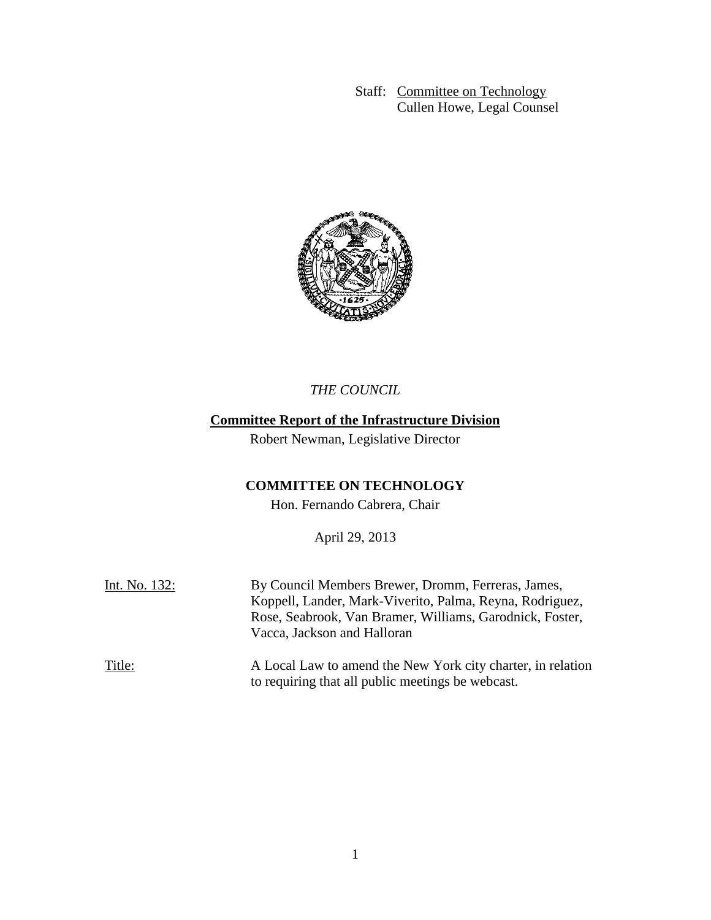Staff: Committee on Technology
Cullen Howe, Legal Counsel

*THE COUNCIL*

**Committee Report of the Infrastructure Division**

Robert Newman, Legislative Director

**COMMITTEE ON TECHNOLOGY**

Hon. Fernando Cabrera, Chair

April 29, 2013

Int. No. 132: By Council Members Brewer, Dromm, Ferreras, James, Koppell, Lander, Mark-Viverito, Palma, Reyna, Rodriguez, Rose, Seabrook, Van Bramer, Williams, Garodnick, Foster, Vacca, Jackson and Halloran

Title: A Local Law to amend the New York city charter, in relation to requiring that all public meetings be webcast.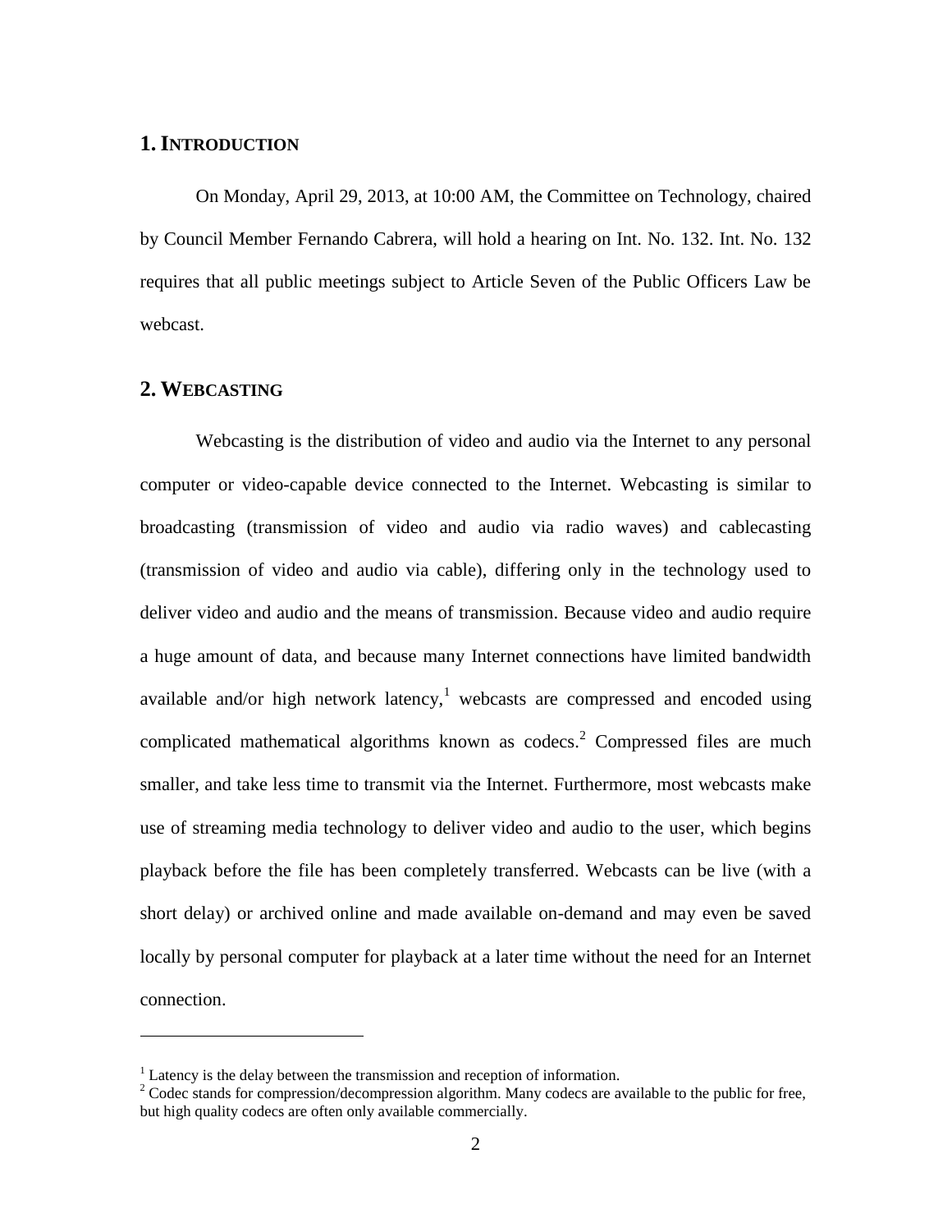## 1. INTRODUCTION

On Monday, April 29, 2013, at 10:00 AM, the Committee on Technology, chaired by Council Member Fernando Cabrera, will hold a hearing on Int. No. 132. Int. No. 132 requires that all public meetings subject to Article Seven of the Public Officers Law be webcast.

## 2. WEBCASTING

Webcasting is the distribution of video and audio via the Internet to any personal computer or video-capable device connected to the Internet. Webcasting is similar to broadcasting (transmission of video and audio via radio waves) and cablecasting (transmission of video and audio via cable), differing only in the technology used to deliver video and audio and the means of transmission. Because video and audio require a huge amount of data, and because many Internet connections have limited bandwidth available and/or high network latency,[1] webcasts are compressed and encoded using complicated mathematical algorithms known as codecs.[2] Compressed files are much smaller, and take less time to transmit via the Internet. Furthermore, most webcasts make use of streaming media technology to deliver video and audio to the user, which begins playback before the file has been completely transferred. Webcasts can be live (with a short delay) or archived online and made available on-demand and may even be saved locally by personal computer for playback at a later time without the need for an Internet connection.

---

[1] Latency is the delay between the transmission and reception of information.

[2] Codec stands for compression/decompression algorithm. Many codecs are available to the public for free, but high quality codecs are often only available commercially.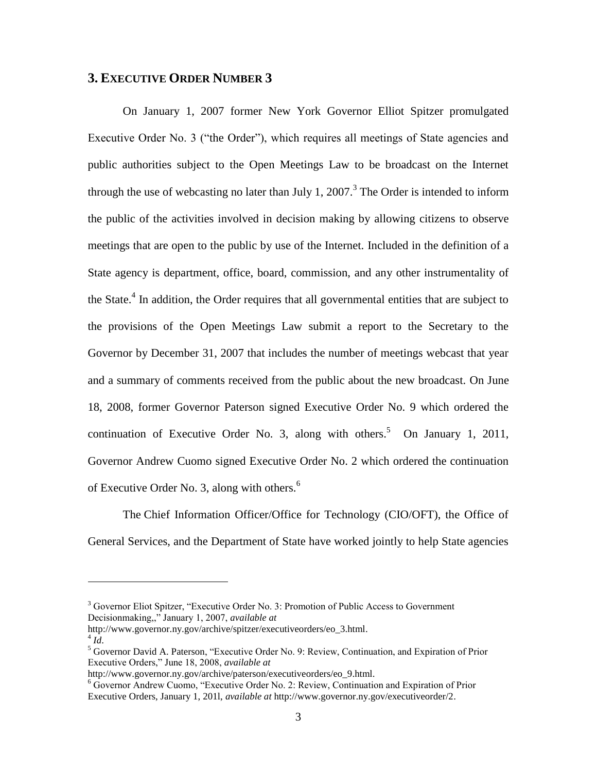## 3. EXECUTIVE ORDER NUMBER 3

On January 1, 2007 former New York Governor Elliot Spitzer promulgated Executive Order No. 3 ("the Order"), which requires all meetings of State agencies and public authorities subject to the Open Meetings Law to be broadcast on the Internet through the use of webcasting no later than July 1, 2007.[3] The Order is intended to inform the public of the activities involved in decision making by allowing citizens to observe meetings that are open to the public by use of the Internet. Included in the definition of a State agency is department, office, board, commission, and any other instrumentality of the State.[4] In addition, the Order requires that all governmental entities that are subject to the provisions of the Open Meetings Law submit a report to the Secretary to the Governor by December 31, 2007 that includes the number of meetings webcast that year and a summary of comments received from the public about the new broadcast. On June 18, 2008, former Governor Paterson signed Executive Order No. 9 which ordered the continuation of Executive Order No. 3, along with others.[5] On January 1, 2011, Governor Andrew Cuomo signed Executive Order No. 2 which ordered the continuation of Executive Order No. 3, along with others.[6]

The Chief Information Officer/Office for Technology (CIO/OFT), the Office of General Services, and the Department of State have worked jointly to help State agencies

---

[3] Governor Eliot Spitzer, "Executive Order No. 3: Promotion of Public Access to Government Decisionmaking,," January 1, 2007, *available at* http://www.governor.ny.gov/archive/spitzer/executiveorders/eo_3.html.

[4] *Id*.

[5] Governor David A. Paterson, "Executive Order No. 9: Review, Continuation, and Expiration of Prior Executive Orders," June 18, 2008, *available at* http://www.governor.ny.gov/archive/paterson/executiveorders/eo_9.html.

[6] Governor Andrew Cuomo, "Executive Order No. 2: Review, Continuation and Expiration of Prior Executive Orders, January 1, 201l, *available at* http://www.governor.ny.gov/executiveorder/2.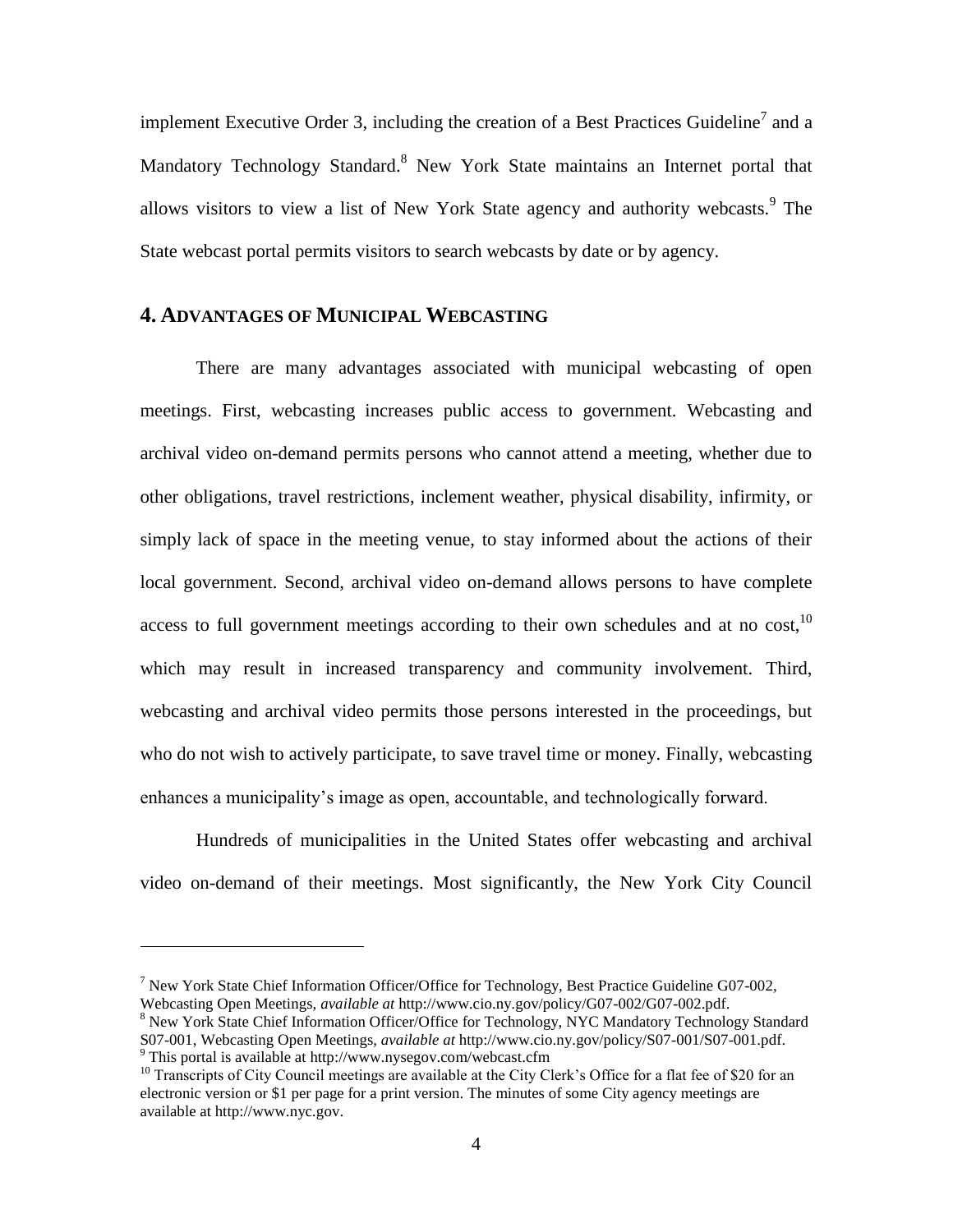implement Executive Order 3, including the creation of a Best Practices Guideline[7] and a Mandatory Technology Standard.[8] New York State maintains an Internet portal that allows visitors to view a list of New York State agency and authority webcasts.[9] The State webcast portal permits visitors to search webcasts by date or by agency.

## 4. ADVANTAGES OF MUNICIPAL WEBCASTING

There are many advantages associated with municipal webcasting of open meetings. First, webcasting increases public access to government. Webcasting and archival video on-demand permits persons who cannot attend a meeting, whether due to other obligations, travel restrictions, inclement weather, physical disability, infirmity, or simply lack of space in the meeting venue, to stay informed about the actions of their local government. Second, archival video on-demand allows persons to have complete access to full government meetings according to their own schedules and at no cost,[10] which may result in increased transparency and community involvement. Third, webcasting and archival video permits those persons interested in the proceedings, but who do not wish to actively participate, to save travel time or money. Finally, webcasting enhances a municipality's image as open, accountable, and technologically forward.

Hundreds of municipalities in the United States offer webcasting and archival video on-demand of their meetings. Most significantly, the New York City Council

---

[7] New York State Chief Information Officer/Office for Technology, Best Practice Guideline G07-002, Webcasting Open Meetings, *available at* http://www.cio.ny.gov/policy/G07-002/G07-002.pdf.

[8] New York State Chief Information Officer/Office for Technology, NYC Mandatory Technology Standard S07-001, Webcasting Open Meetings, *available at* http://www.cio.ny.gov/policy/S07-001/S07-001.pdf.

[9] This portal is available at http://www.nysegov.com/webcast.cfm

[10] Transcripts of City Council meetings are available at the City Clerk's Office for a flat fee of $20 for an electronic version or $1 per page for a print version. The minutes of some City agency meetings are available at http://www.nyc.gov.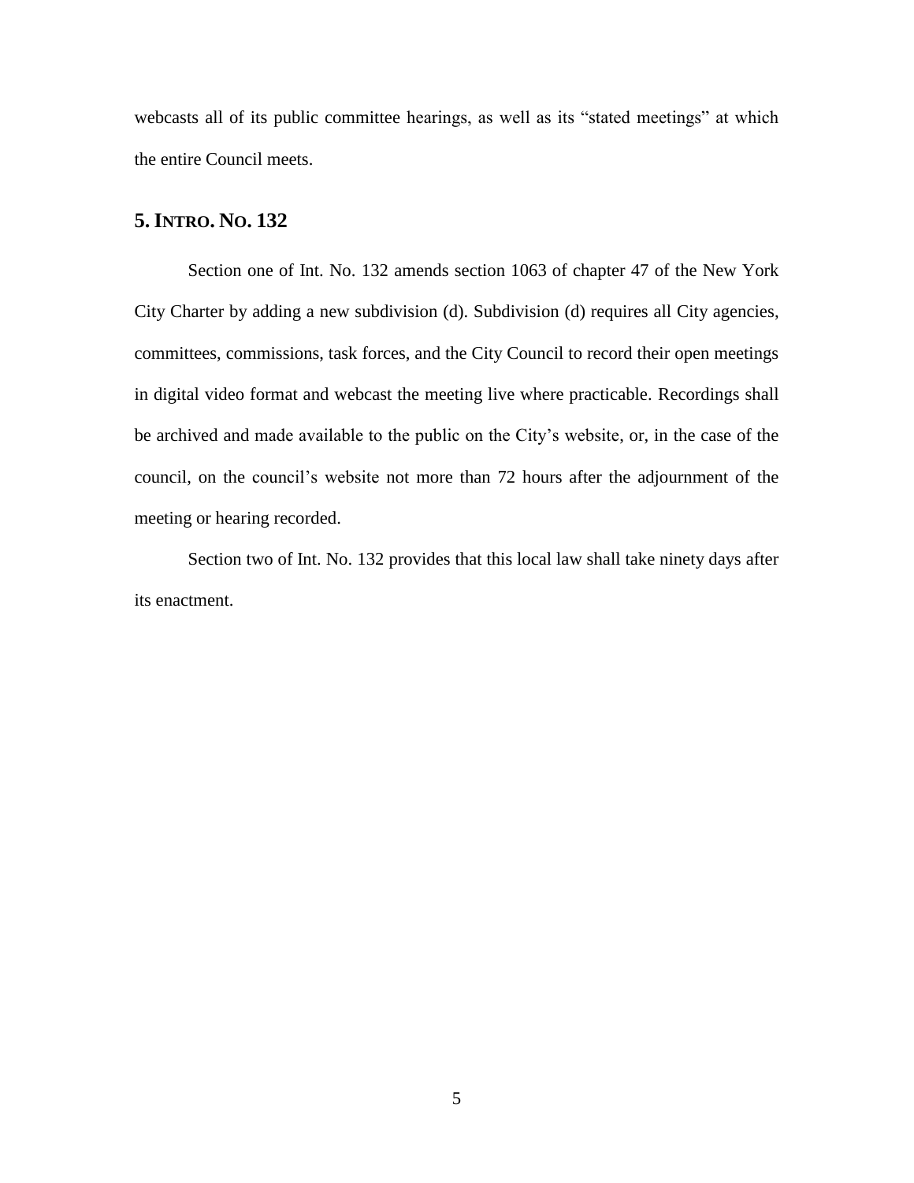webcasts all of its public committee hearings, as well as its "stated meetings" at which the entire Council meets.

## 5. INTRO. NO. 132

Section one of Int. No. 132 amends section 1063 of chapter 47 of the New York City Charter by adding a new subdivision (d). Subdivision (d) requires all City agencies, committees, commissions, task forces, and the City Council to record their open meetings in digital video format and webcast the meeting live where practicable. Recordings shall be archived and made available to the public on the City's website, or, in the case of the council, on the council's website not more than 72 hours after the adjournment of the meeting or hearing recorded.

Section two of Int. No. 132 provides that this local law shall take ninety days after its enactment.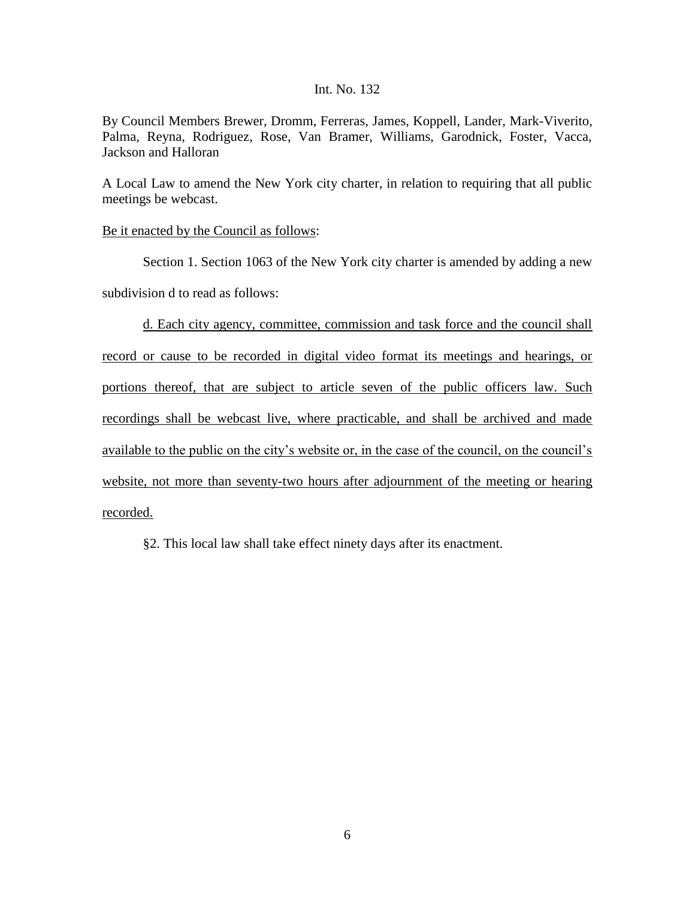Int. No. 132

By Council Members Brewer, Dromm, Ferreras, James, Koppell, Lander, Mark-Viverito, Palma, Reyna, Rodriguez, Rose, Van Bramer, Williams, Garodnick, Foster, Vacca, Jackson and Halloran

A Local Law to amend the New York city charter, in relation to requiring that all public meetings be webcast.

<u>Be it enacted by the Council as follows</u>:

Section 1. Section 1063 of the New York city charter is amended by adding a new subdivision d to read as follows:

<u>d. Each city agency, committee, commission and task force and the council shall record or cause to be recorded in digital video format its meetings and hearings, or portions thereof, that are subject to article seven of the public officers law. Such recordings shall be webcast live, where practicable, and shall be archived and made available to the public on the city's website or, in the case of the council, on the council's website, not more than seventy-two hours after adjournment of the meeting or hearing recorded.</u>

§2. This local law shall take effect ninety days after its enactment.